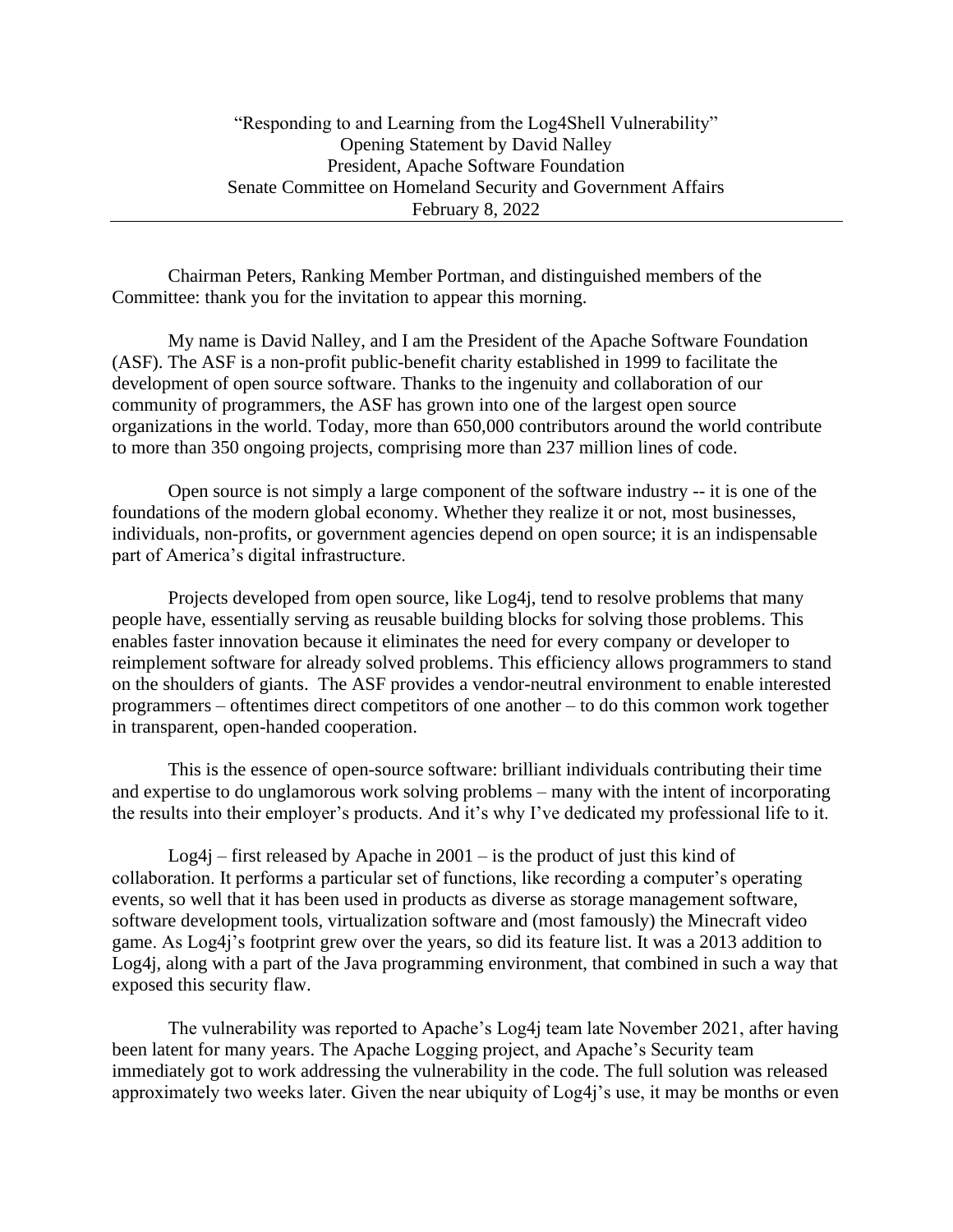"Responding to and Learning from the Log4Shell Vulnerability"
Opening Statement by David Nalley
President, Apache Software Foundation
Senate Committee on Homeland Security and Government Affairs
February 8, 2022

---

Chairman Peters, Ranking Member Portman, and distinguished members of the Committee: thank you for the invitation to appear this morning.

My name is David Nalley, and I am the President of the Apache Software Foundation (ASF). The ASF is a non-profit public-benefit charity established in 1999 to facilitate the development of open source software. Thanks to the ingenuity and collaboration of our community of programmers, the ASF has grown into one of the largest open source organizations in the world. Today, more than 650,000 contributors around the world contribute to more than 350 ongoing projects, comprising more than 237 million lines of code.

Open source is not simply a large component of the software industry -- it is one of the foundations of the modern global economy. Whether they realize it or not, most businesses, individuals, non-profits, or government agencies depend on open source; it is an indispensable part of America's digital infrastructure.

Projects developed from open source, like Log4j, tend to resolve problems that many people have, essentially serving as reusable building blocks for solving those problems. This enables faster innovation because it eliminates the need for every company or developer to reimplement software for already solved problems. This efficiency allows programmers to stand on the shoulders of giants. The ASF provides a vendor-neutral environment to enable interested programmers – oftentimes direct competitors of one another – to do this common work together in transparent, open-handed cooperation.

This is the essence of open-source software: brilliant individuals contributing their time and expertise to do unglamorous work solving problems – many with the intent of incorporating the results into their employer's products. And it's why I've dedicated my professional life to it.

Log4j – first released by Apache in 2001 – is the product of just this kind of collaboration. It performs a particular set of functions, like recording a computer's operating events, so well that it has been used in products as diverse as storage management software, software development tools, virtualization software and (most famously) the Minecraft video game. As Log4j's footprint grew over the years, so did its feature list. It was a 2013 addition to Log4j, along with a part of the Java programming environment, that combined in such a way that exposed this security flaw.

The vulnerability was reported to Apache's Log4j team late November 2021, after having been latent for many years. The Apache Logging project, and Apache's Security team immediately got to work addressing the vulnerability in the code. The full solution was released approximately two weeks later. Given the near ubiquity of Log4j's use, it may be months or even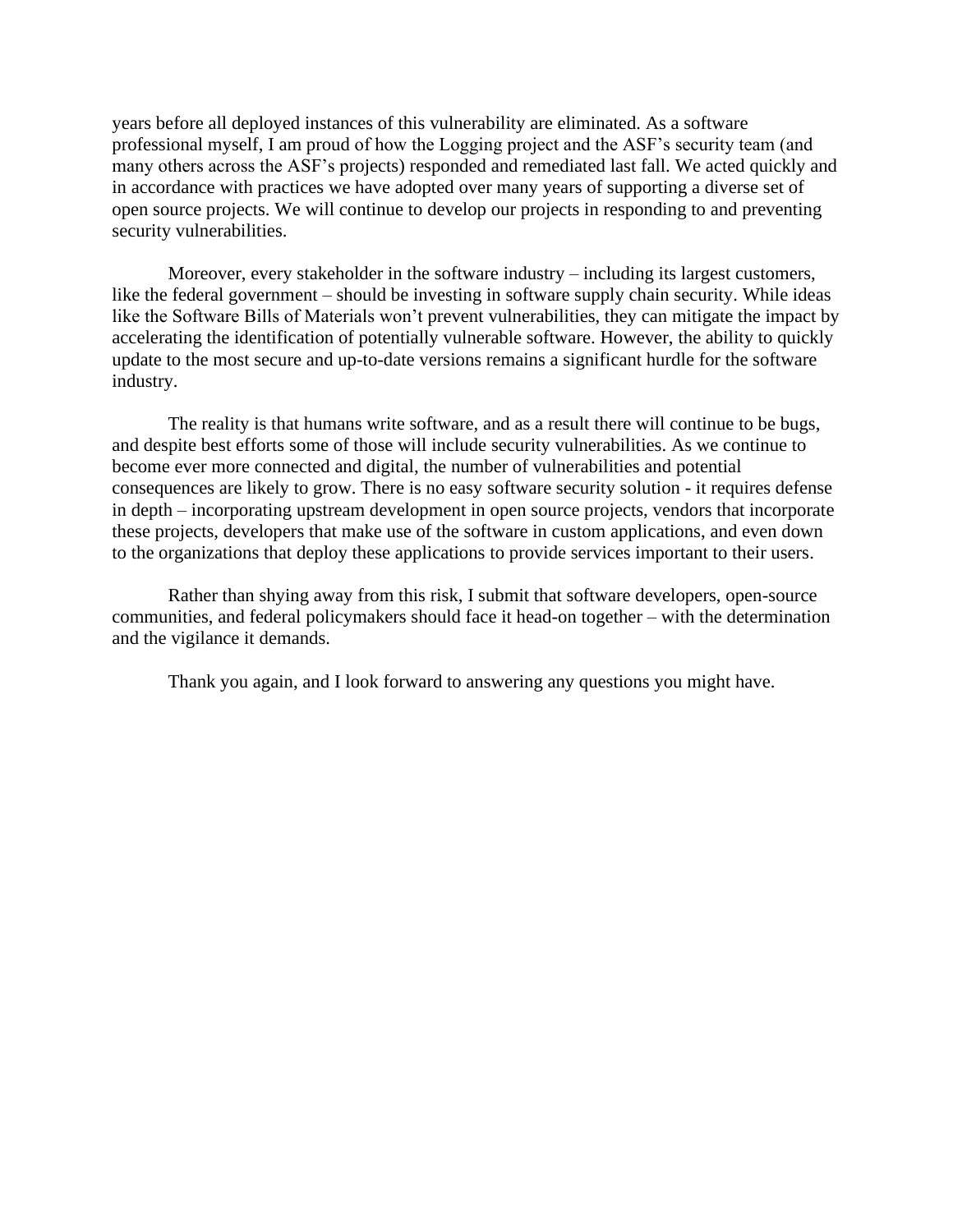years before all deployed instances of this vulnerability are eliminated. As a software professional myself, I am proud of how the Logging project and the ASF's security team (and many others across the ASF's projects) responded and remediated last fall. We acted quickly and in accordance with practices we have adopted over many years of supporting a diverse set of open source projects. We will continue to develop our projects in responding to and preventing security vulnerabilities.

Moreover, every stakeholder in the software industry – including its largest customers, like the federal government – should be investing in software supply chain security. While ideas like the Software Bills of Materials won't prevent vulnerabilities, they can mitigate the impact by accelerating the identification of potentially vulnerable software. However, the ability to quickly update to the most secure and up-to-date versions remains a significant hurdle for the software industry.

The reality is that humans write software, and as a result there will continue to be bugs, and despite best efforts some of those will include security vulnerabilities. As we continue to become ever more connected and digital, the number of vulnerabilities and potential consequences are likely to grow. There is no easy software security solution - it requires defense in depth – incorporating upstream development in open source projects, vendors that incorporate these projects, developers that make use of the software in custom applications, and even down to the organizations that deploy these applications to provide services important to their users.

Rather than shying away from this risk, I submit that software developers, open-source communities, and federal policymakers should face it head-on together – with the determination and the vigilance it demands.

Thank you again, and I look forward to answering any questions you might have.